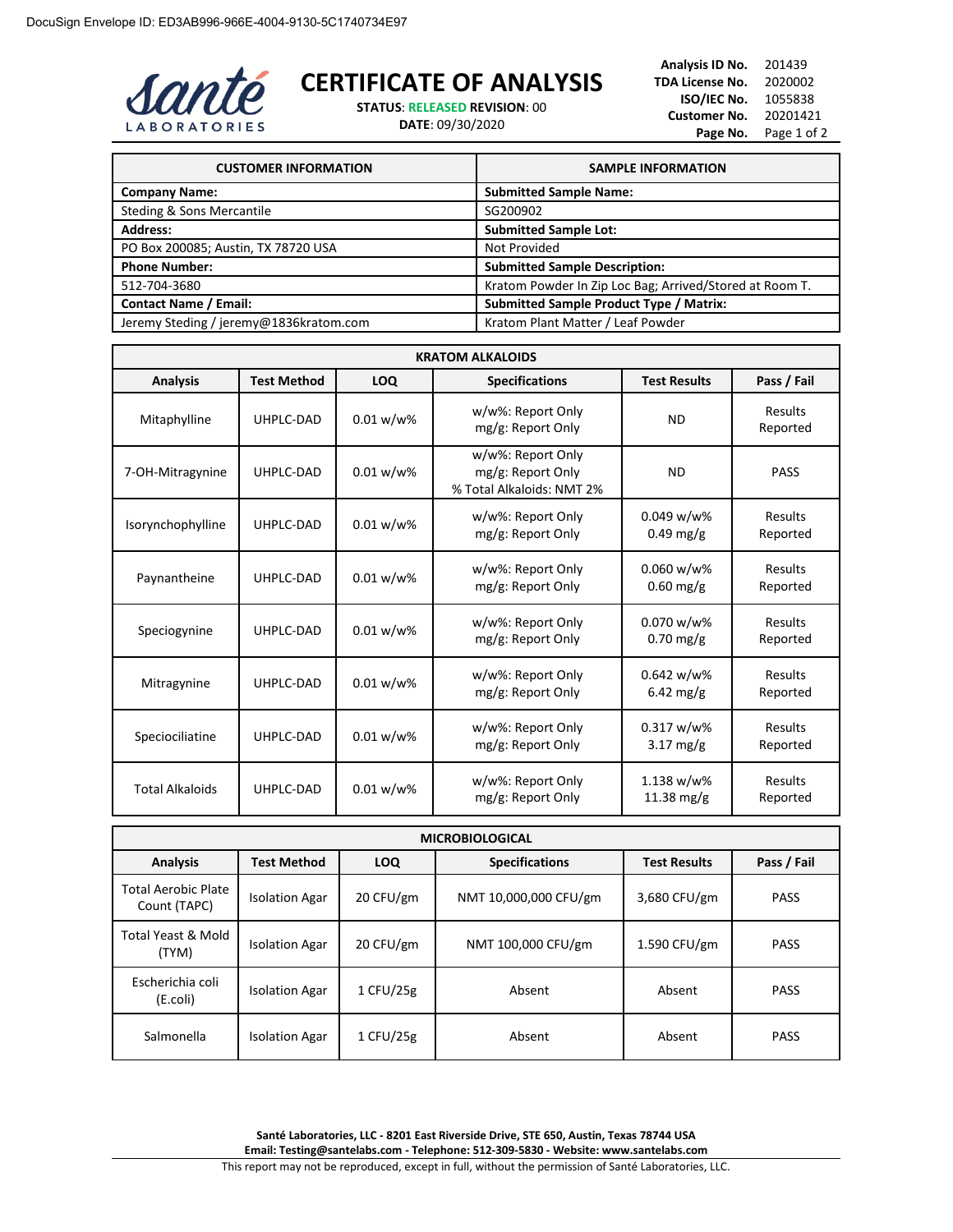DocuSign Envelope ID: ED3AB996-966E-4004-9130-5C1740734E97

Santé LABORATORIES

# CERTIFICATE OF ANALYSIS

**STATUS**: RELEASED **REVISION**: 00
**DATE**: 09/30/2020

**Analysis ID No.** 201439
**TDA License No.** 2020002
**ISO/IEC No.** 1055838
**Customer No.** 20201421

| CUSTOMER INFORMATION | SAMPLE INFORMATION |
|---|---|
| **Company Name:** | **Submitted Sample Name:** |
| Steding & Sons Mercantile | SG200902 |
| **Address:** | **Submitted Sample Lot:** |
| PO Box 200085; Austin, TX 78720 USA | Not Provided |
| **Phone Number:** | **Submitted Sample Description:** |
| 512-704-3680 | Kratom Powder In Zip Loc Bag; Arrived/Stored at Room T. |
| **Contact Name / Email:** | **Submitted Sample Product Type / Matrix:** |
| Jeremy Steding / jeremy@1836kratom.com | Kratom Plant Matter / Leaf Powder |

## KRATOM ALKALOIDS

| Analysis | Test Method | LOQ | Specifications | Test Results | Pass / Fail |
|---|---|---|---|---|---|
| Mitaphylline | UHPLC-DAD | 0.01 w/w% | w/w%: Report Only<br>mg/g: Report Only | ND | Results Reported |
| 7-OH-Mitragynine | UHPLC-DAD | 0.01 w/w% | w/w%: Report Only<br>mg/g: Report Only<br>% Total Alkaloids: NMT 2% | ND | PASS |
| Isorynchophylline | UHPLC-DAD | 0.01 w/w% | w/w%: Report Only<br>mg/g: Report Only | 0.049 w/w%<br>0.49 mg/g | Results Reported |
| Paynantheine | UHPLC-DAD | 0.01 w/w% | w/w%: Report Only<br>mg/g: Report Only | 0.060 w/w%<br>0.60 mg/g | Results Reported |
| Speciogynine | UHPLC-DAD | 0.01 w/w% | w/w%: Report Only<br>mg/g: Report Only | 0.070 w/w%<br>0.70 mg/g | Results Reported |
| Mitragynine | UHPLC-DAD | 0.01 w/w% | w/w%: Report Only<br>mg/g: Report Only | 0.642 w/w%<br>6.42 mg/g | Results Reported |
| Speciociliatine | UHPLC-DAD | 0.01 w/w% | w/w%: Report Only<br>mg/g: Report Only | 0.317 w/w%<br>3.17 mg/g | Results Reported |
| Total Alkaloids | UHPLC-DAD | 0.01 w/w% | w/w%: Report Only<br>mg/g: Report Only | 1.138 w/w%<br>11.38 mg/g | Results Reported |

## MICROBIOLOGICAL

| Analysis | Test Method | LOQ | Specifications | Test Results | Pass / Fail |
|---|---|---|---|---|---|
| Total Aerobic Plate Count (TAPC) | Isolation Agar | 20 CFU/gm | NMT 10,000,000 CFU/gm | 3,680 CFU/gm | PASS |
| Total Yeast & Mold (TYM) | Isolation Agar | 20 CFU/gm | NMT 100,000 CFU/gm | 1.590 CFU/gm | PASS |
| Escherichia coli (E.coli) | Isolation Agar | 1 CFU/25g | Absent | Absent | PASS |
| Salmonella | Isolation Agar | 1 CFU/25g | Absent | Absent | PASS |

**Santé Laboratories, LLC - 8201 East Riverside Drive, STE 650, Austin, Texas 78744 USA**
**Email: Testing@santelabs.com - Telephone: 512-309-5830 - Website: www.santelabs.com**
This report may not be reproduced, except in full, without the permission of Santé Laboratories, LLC.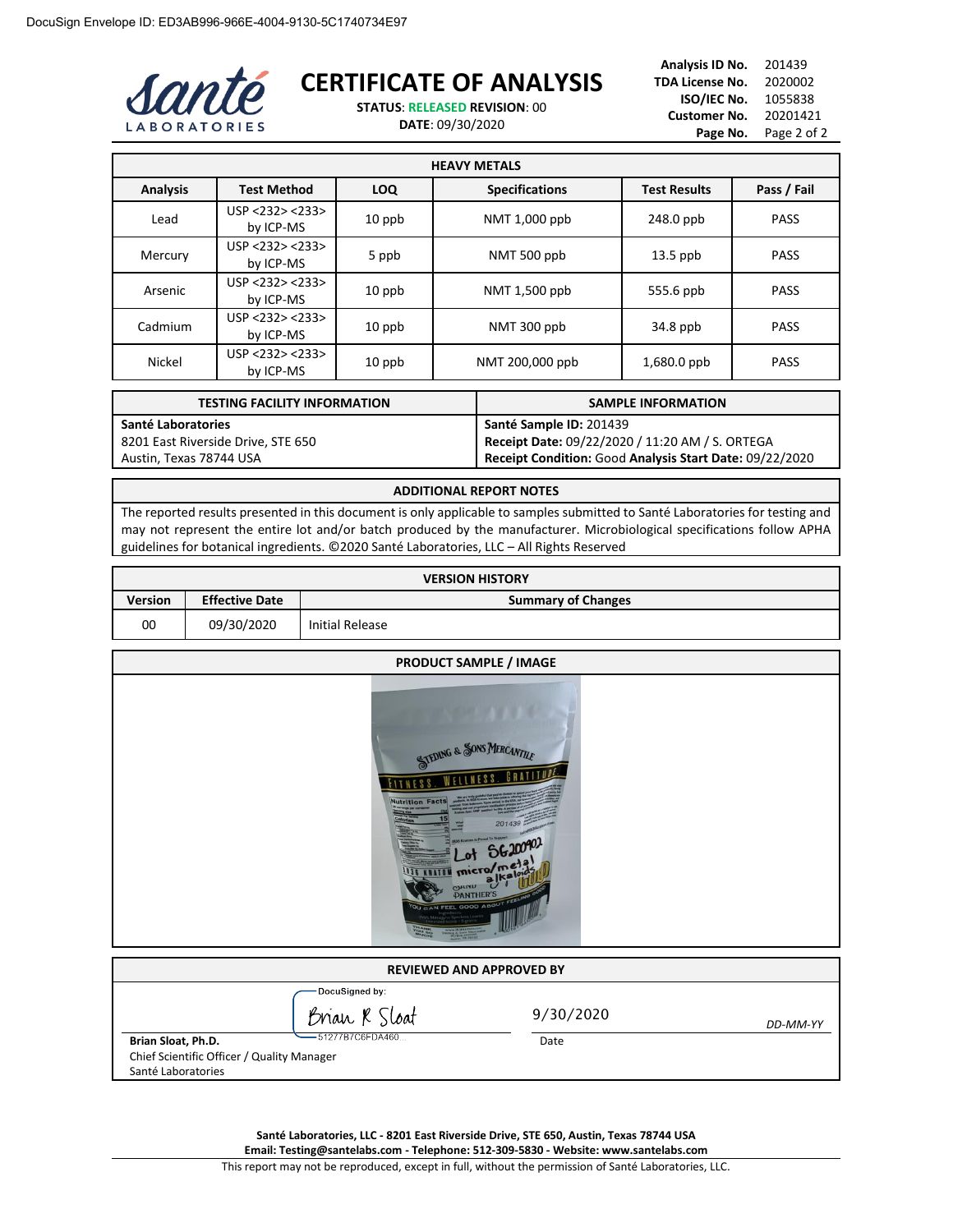DocuSign Envelope ID: ED3AB996-966E-4004-9130-5C1740734E97

Santé LABORATORIES

# CERTIFICATE OF ANALYSIS

**STATUS**: RELEASED **REVISION**: 00
**DATE**: 09/30/2020

**Analysis ID No.** 201439
**TDA License No.** 2020002
**ISO/IEC No.** 1055838
**Customer No.** 20201421

| HEAVY METALS | | | | | |
|---|---|---|---|---|---|
| **Analysis** | **Test Method** | **LOQ** | **Specifications** | **Test Results** | **Pass / Fail** |
| Lead | USP <232> <233> by ICP-MS | 10 ppb | NMT 1,000 ppb | 248.0 ppb | PASS |
| Mercury | USP <232> <233> by ICP-MS | 5 ppb | NMT 500 ppb | 13.5 ppb | PASS |
| Arsenic | USP <232> <233> by ICP-MS | 10 ppb | NMT 1,500 ppb | 555.6 ppb | PASS |
| Cadmium | USP <232> <233> by ICP-MS | 10 ppb | NMT 300 ppb | 34.8 ppb | PASS |
| Nickel | USP <232> <233> by ICP-MS | 10 ppb | NMT 200,000 ppb | 1,680.0 ppb | PASS |

| TESTING FACILITY INFORMATION | SAMPLE INFORMATION |
|---|---|
| **Santé Laboratories**<br>8201 East Riverside Drive, STE 650<br>Austin, Texas 78744 USA | **Santé Sample ID:** 201439<br>**Receipt Date:** 09/22/2020 / 11:20 AM / S. ORTEGA<br>**Receipt Condition:** Good **Analysis Start Date:** 09/22/2020 |

**ADDITIONAL REPORT NOTES**

The reported results presented in this document is only applicable to samples submitted to Santé Laboratories for testing and may not represent the entire lot and/or batch produced by the manufacturer. Microbiological specifications follow APHA guidelines for botanical ingredients. ©2020 Santé Laboratories, LLC – All Rights Reserved

| VERSION HISTORY | | |
|---|---|---|
| **Version** | **Effective Date** | **Summary of Changes** |
| 00 | 09/30/2020 | Initial Release |

**PRODUCT SAMPLE / IMAGE**

**REVIEWED AND APPROVED BY**

DocuSigned by:
Brian R Sloat
51277B7C6FDA460...

**Brian Sloat, Ph.D.**
Chief Scientific Officer / Quality Manager
Santé Laboratories

9/30/2020
Date
*DD-MM-YY*

**Santé Laboratories, LLC - 8201 East Riverside Drive, STE 650, Austin, Texas 78744 USA**
**Email: Testing@santelabs.com - Telephone: 512-309-5830 - Website: www.santelabs.com**
This report may not be reproduced, except in full, without the permission of Santé Laboratories, LLC.